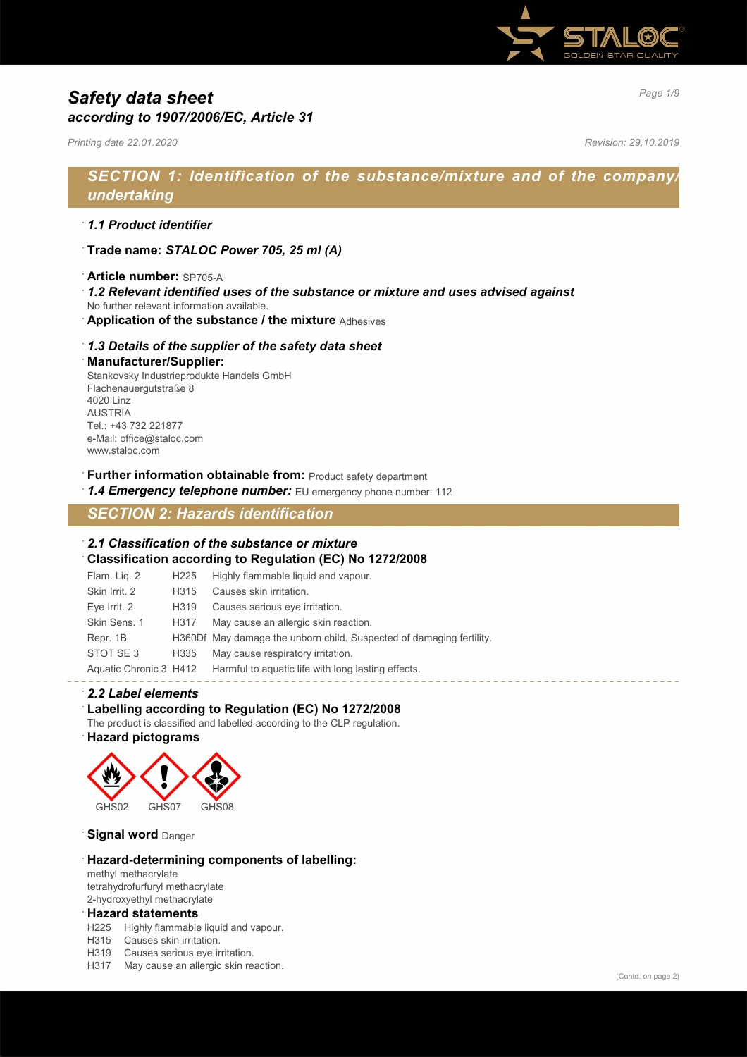# Safety data sheet
## according to 1907/2006/EC, Article 31

*Printing date 22.01.2020* *Revision: 29.10.2019*

## SECTION 1: Identification of the substance/mixture and of the company/undertaking

· ***1.1 Product identifier***

· **Trade name:** ***STALOC Power 705, 25 ml (A)***

· **Article number:** SP705-A

· ***1.2 Relevant identified uses of the substance or mixture and uses advised against***
No further relevant information available.

· **Application of the substance / the mixture** Adhesives

· ***1.3 Details of the supplier of the safety data sheet***

· **Manufacturer/Supplier:**
Stankovsky Industrieprodukte Handels GmbH
Flachenauergutstraße 8
4020 Linz
AUSTRIA
Tel.: +43 732 221877
e-Mail: office@staloc.com
www.staloc.com

· **Further information obtainable from:** Product safety department

· ***1.4 Emergency telephone number:*** EU emergency phone number: 112

## SECTION 2: Hazards identification

· ***2.1 Classification of the substance or mixture***

· **Classification according to Regulation (EC) No 1272/2008**

| | | |
|---|---|---|
| Flam. Liq. 2 | H225 | Highly flammable liquid and vapour. |
| Skin Irrit. 2 | H315 | Causes skin irritation. |
| Eye Irrit. 2 | H319 | Causes serious eye irritation. |
| Skin Sens. 1 | H317 | May cause an allergic skin reaction. |
| Repr. 1B | H360Df | May damage the unborn child. Suspected of damaging fertility. |
| STOT SE 3 | H335 | May cause respiratory irritation. |
| Aquatic Chronic 3 | H412 | Harmful to aquatic life with long lasting effects. |

· ***2.2 Label elements***

· **Labelling according to Regulation (EC) No 1272/2008**
The product is classified and labelled according to the CLP regulation.

· **Hazard pictograms**

GHS02 GHS07 GHS08

· **Signal word** Danger

· **Hazard-determining components of labelling:**
methyl methacrylate
tetrahydrofurfuryl methacrylate
2-hydroxyethyl methacrylate

· **Hazard statements**
H225 Highly flammable liquid and vapour.
H315 Causes skin irritation.
H319 Causes serious eye irritation.
H317 May cause an allergic skin reaction.

(Contd. on page 2)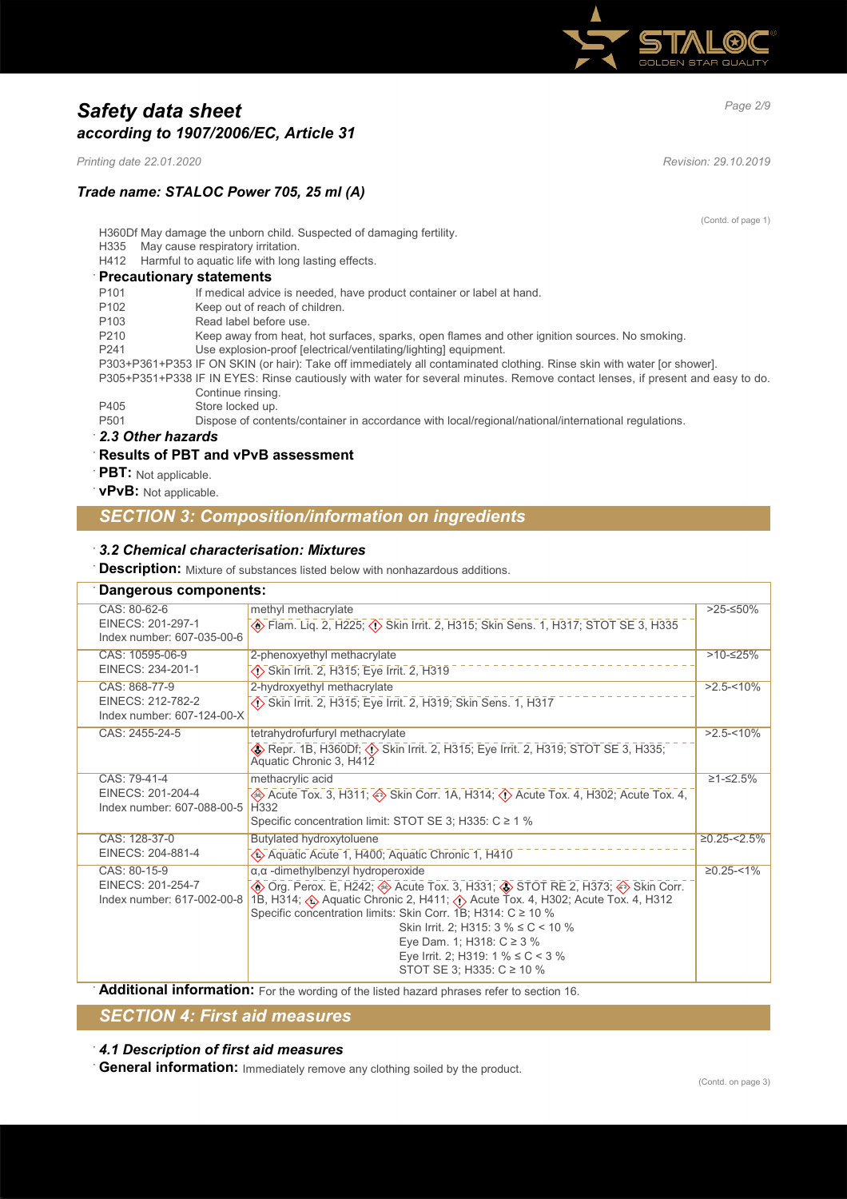(Contd. of page 1)

H360Df May damage the unborn child. Suspected of damaging fertility.
H335 May cause respiratory irritation.
H412 Harmful to aquatic life with long lasting effects.

**Precautionary statements**

P101 If medical advice is needed, have product container or label at hand.
P102 Keep out of reach of children.
P103 Read label before use.
P210 Keep away from heat, hot surfaces, sparks, open flames and other ignition sources. No smoking.
P241 Use explosion-proof [electrical/ventilating/lighting] equipment.
P303+P361+P353 IF ON SKIN (or hair): Take off immediately all contaminated clothing. Rinse skin with water [or shower].
P305+P351+P338 IF IN EYES: Rinse cautiously with water for several minutes. Remove contact lenses, if present and easy to do. Continue rinsing.
P405 Store locked up.
P501 Dispose of contents/container in accordance with local/regional/national/international regulations.

***2.3 Other hazards***

**Results of PBT and vPvB assessment**

**PBT:** Not applicable.

**vPvB:** Not applicable.

## *SECTION 3: Composition/information on ingredients*

***3.2 Chemical characterisation: Mixtures***

**Description:** Mixture of substances listed below with nonhazardous additions.

**Dangerous components:**

| | | |
|---|---|---|
| CAS: 80-62-6<br>EINECS: 201-297-1<br>Index number: 607-035-00-6 | methyl methacrylate<br>Flam. Liq. 2, H225; Skin Irrit. 2, H315; Skin Sens. 1, H317; STOT SE 3, H335 | >25-≤50% |
| CAS: 10595-06-9<br>EINECS: 234-201-1 | 2-phenoxyethyl methacrylate<br>Skin Irrit. 2, H315; Eye Irrit. 2, H319 | >10-≤25% |
| CAS: 868-77-9<br>EINECS: 212-782-2<br>Index number: 607-124-00-X | 2-hydroxyethyl methacrylate<br>Skin Irrit. 2, H315; Eye Irrit. 2, H319; Skin Sens. 1, H317 | >2.5-<10% |
| CAS: 2455-24-5 | tetrahydrofurfuryl methacrylate<br>Repr. 1B, H360Df; Skin Irrit. 2, H315; Eye Irrit. 2, H319; STOT SE 3, H335; Aquatic Chronic 3, H412 | >2.5-<10% |
| CAS: 79-41-4<br>EINECS: 201-204-4<br>Index number: 607-088-00-5 | methacrylic acid<br>Acute Tox. 3, H311; Skin Corr. 1A, H314; Acute Tox. 4, H302; Acute Tox. 4, H332<br>Specific concentration limit: STOT SE 3; H335: C ≥ 1 % | ≥1-≤2.5% |
| CAS: 128-37-0<br>EINECS: 204-881-4 | Butylated hydroxytoluene<br>Aquatic Acute 1, H400; Aquatic Chronic 1, H410 | ≥0.25-<2.5% |
| CAS: 80-15-9<br>EINECS: 201-254-7<br>Index number: 617-002-00-8 | α,α -dimethylbenzyl hydroperoxide<br>Org. Perox. E, H242; Acute Tox. 3, H331; STOT RE 2, H373; Skin Corr. 1B, H314; Aquatic Chronic 2, H411; Acute Tox. 4, H302; Acute Tox. 4, H312<br>Specific concentration limits: Skin Corr. 1B; H314: C ≥ 10 %<br>Skin Irrit. 2; H315: 3 % ≤ C < 10 %<br>Eye Dam. 1; H318: C ≥ 3 %<br>Eye Irrit. 2; H319: 1 % ≤ C < 3 %<br>STOT SE 3; H335: C ≥ 10 % | ≥0.25-<1% |

**Additional information:** For the wording of the listed hazard phrases refer to section 16.

## *SECTION 4: First aid measures*

***4.1 Description of first aid measures***

**General information:** Immediately remove any clothing soiled by the product.

(Contd. on page 3)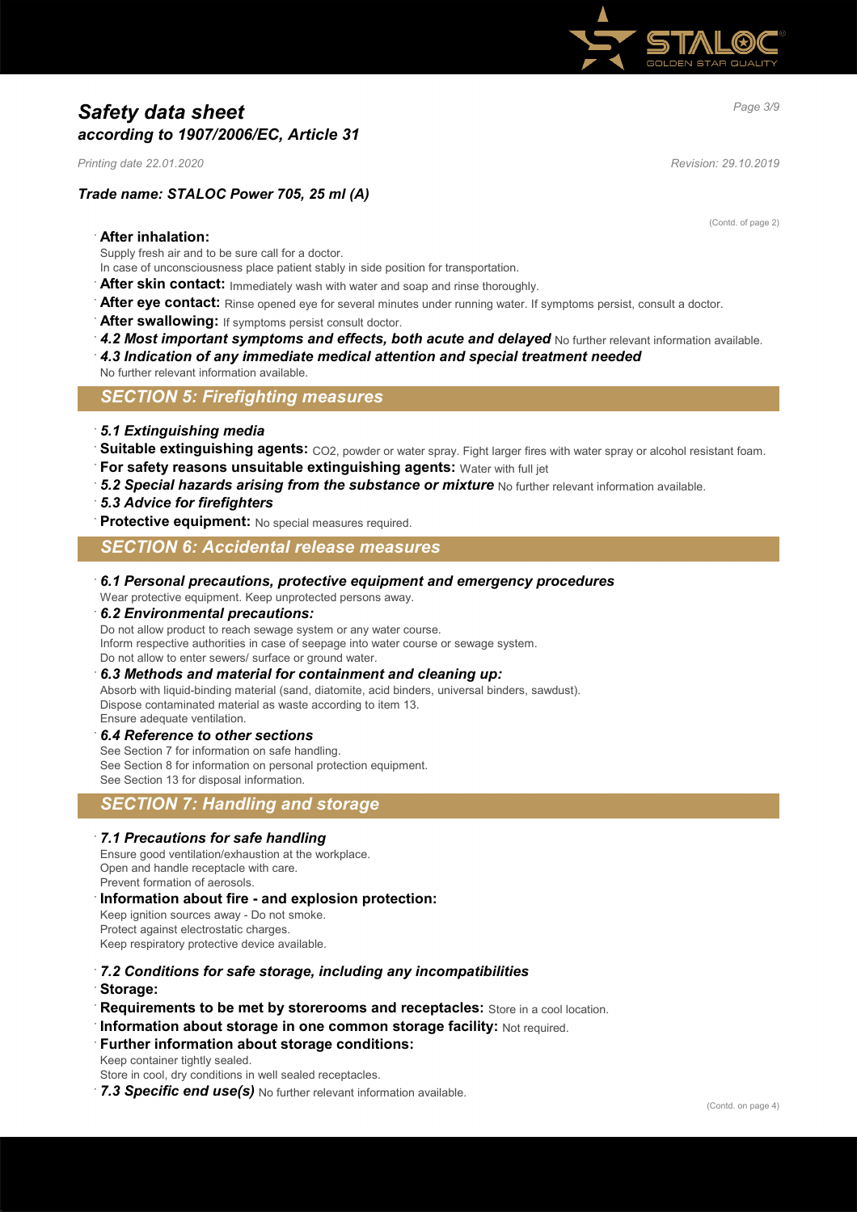(Contd. of page 2)

**After inhalation:**

Supply fresh air and to be sure call for a doctor.
In case of unconsciousness place patient stably in side position for transportation.

**After skin contact:** Immediately wash with water and soap and rinse thoroughly.

**After eye contact:** Rinse opened eye for several minutes under running water. If symptoms persist, consult a doctor.

**After swallowing:** If symptoms persist consult doctor.

***4.2 Most important symptoms and effects, both acute and delayed*** No further relevant information available.

***4.3 Indication of any immediate medical attention and special treatment needed***

No further relevant information available.

## SECTION 5: Firefighting measures

***5.1 Extinguishing media***

**Suitable extinguishing agents:** $CO_2$, powder or water spray. Fight larger fires with water spray or alcohol resistant foam.

**For safety reasons unsuitable extinguishing agents:** Water with full jet

***5.2 Special hazards arising from the substance or mixture*** No further relevant information available.

***5.3 Advice for firefighters***

**Protective equipment:** No special measures required.

## SECTION 6: Accidental release measures

***6.1 Personal precautions, protective equipment and emergency procedures***

Wear protective equipment. Keep unprotected persons away.

***6.2 Environmental precautions:***

Do not allow product to reach sewage system or any water course.
Inform respective authorities in case of seepage into water course or sewage system.
Do not allow to enter sewers/ surface or ground water.

***6.3 Methods and material for containment and cleaning up:***

Absorb with liquid-binding material (sand, diatomite, acid binders, universal binders, sawdust).
Dispose contaminated material as waste according to item 13.
Ensure adequate ventilation.

***6.4 Reference to other sections***

See Section 7 for information on safe handling.
See Section 8 for information on personal protection equipment.
See Section 13 for disposal information.

## SECTION 7: Handling and storage

***7.1 Precautions for safe handling***

Ensure good ventilation/exhaustion at the workplace.
Open and handle receptacle with care.
Prevent formation of aerosols.

**Information about fire - and explosion protection:**

Keep ignition sources away - Do not smoke.
Protect against electrostatic charges.
Keep respiratory protective device available.

***7.2 Conditions for safe storage, including any incompatibilities***

**Storage:**

**Requirements to be met by storerooms and receptacles:** Store in a cool location.

**Information about storage in one common storage facility:** Not required.

**Further information about storage conditions:**

Keep container tightly sealed.
Store in cool, dry conditions in well sealed receptacles.

***7.3 Specific end use(s)*** No further relevant information available.

(Contd. on page 4)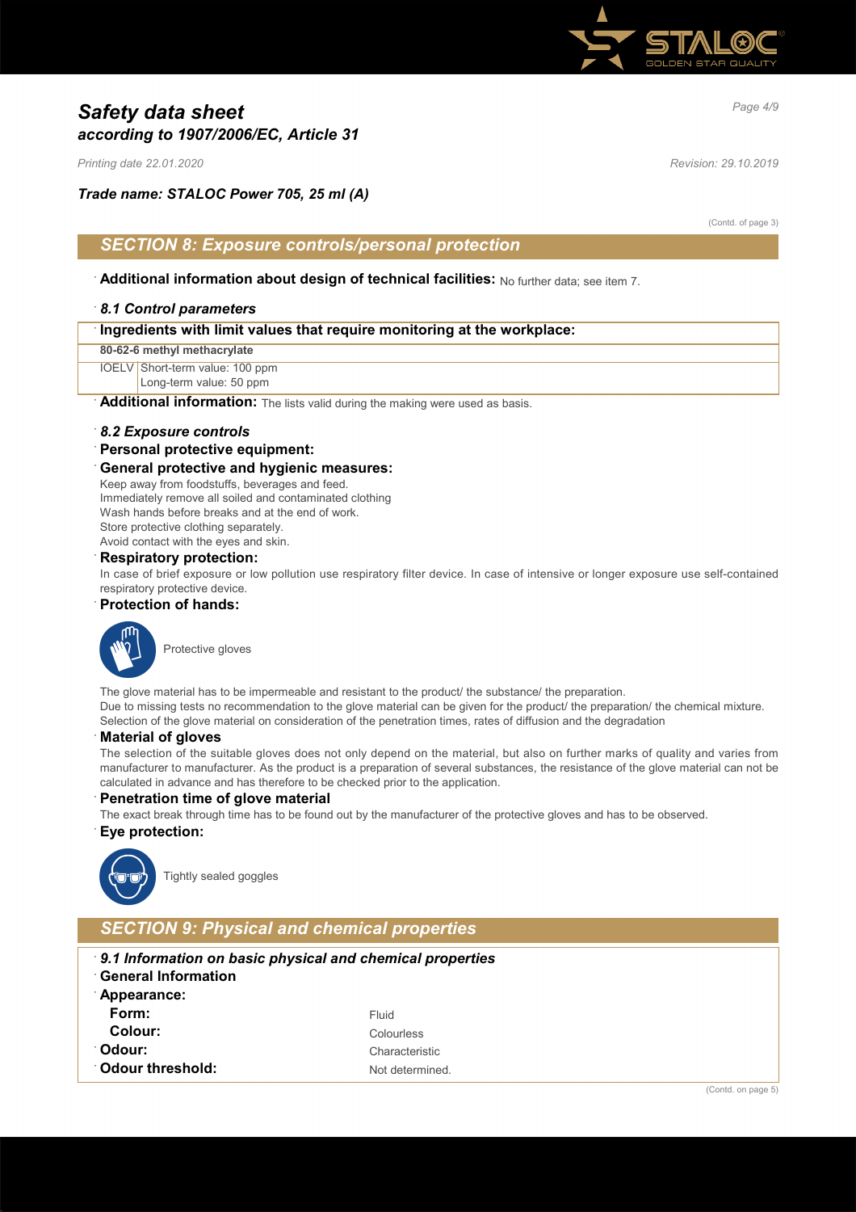# Safety data sheet
## according to 1907/2006/EC, Article 31

*Printing date 22.01.2020* *Revision: 29.10.2019*

### Trade name: STALOC Power 705, 25 ml (A)

(Contd. of page 3)

## SECTION 8: Exposure controls/personal protection

**Additional information about design of technical facilities:** No further data; see item 7.

### *8.1 Control parameters*

| Ingredients with limit values that require monitoring at the workplace: | |
|---|---|
| **80-62-6 methyl methacrylate** | |
| IOELV | Short-term value: 100 ppm<br>Long-term value: 50 ppm |

**Additional information:** The lists valid during the making were used as basis.

### *8.2 Exposure controls*

**Personal protective equipment:**

**General protective and hygienic measures:**
Keep away from foodstuffs, beverages and feed.
Immediately remove all soiled and contaminated clothing
Wash hands before breaks and at the end of work.
Store protective clothing separately.
Avoid contact with the eyes and skin.

**Respiratory protection:**
In case of brief exposure or low pollution use respiratory filter device. In case of intensive or longer exposure use self-contained respiratory protective device.

**Protection of hands:**

Protective gloves

The glove material has to be impermeable and resistant to the product/ the substance/ the preparation.
Due to missing tests no recommendation to the glove material can be given for the product/ the preparation/ the chemical mixture.
Selection of the glove material on consideration of the penetration times, rates of diffusion and the degradation

**Material of gloves**
The selection of the suitable gloves does not only depend on the material, but also on further marks of quality and varies from manufacturer to manufacturer. As the product is a preparation of several substances, the resistance of the glove material can not be calculated in advance and has therefore to be checked prior to the application.

**Penetration time of glove material**
The exact break through time has to be found out by the manufacturer of the protective gloves and has to be observed.

**Eye protection:**

Tightly sealed goggles

## SECTION 9: Physical and chemical properties

### *9.1 Information on basic physical and chemical properties*

**General Information**

| | |
|---|---|
| **Appearance:** | |
| **Form:** | Fluid |
| **Colour:** | Colourless |
| **Odour:** | Characteristic |
| **Odour threshold:** | Not determined. |

(Contd. on page 5)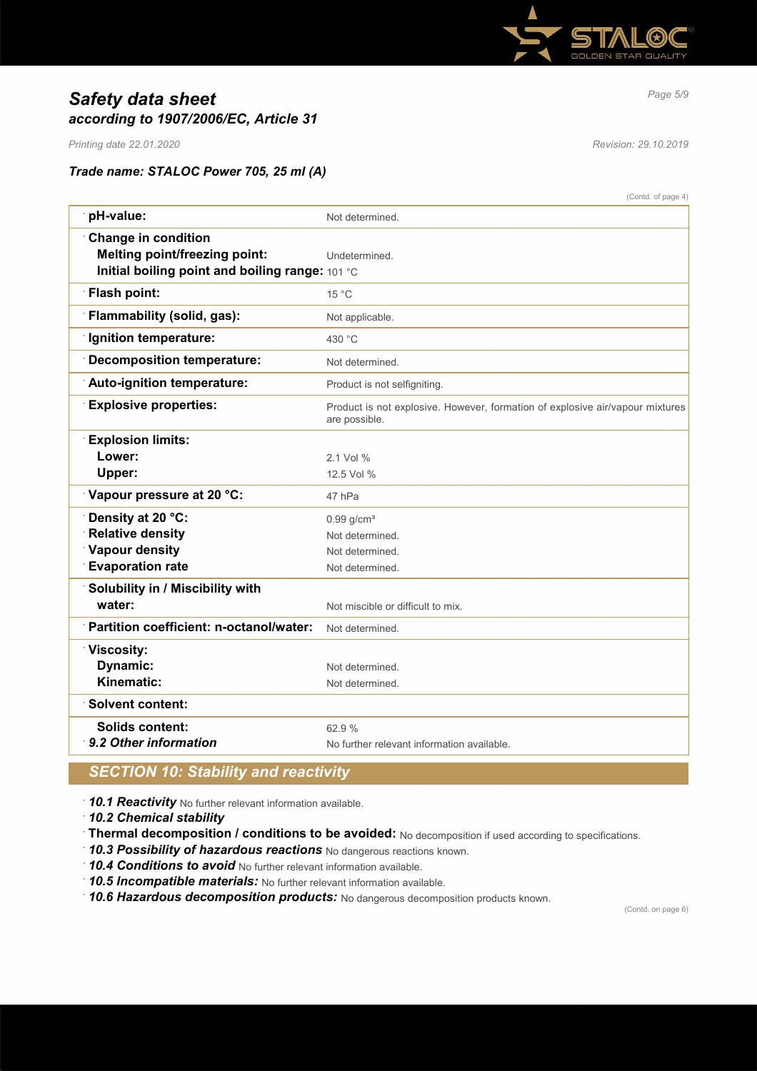# *Safety data sheet*
## *according to 1907/2006/EC, Article 31*

*Printing date 22.01.2020* *Revision: 29.10.2019*

### *Trade name: STALOC Power 705, 25 ml (A)*

(Contd. of page 4)

| | |
|---|---|
| **pH-value:** | Not determined. |
| **Change in condition** | |
| **Melting point/freezing point:** | Undetermined. |
| **Initial boiling point and boiling range:** | 101 °C |
| **Flash point:** | 15 °C |
| **Flammability (solid, gas):** | Not applicable. |
| **Ignition temperature:** | 430 °C |
| **Decomposition temperature:** | Not determined. |
| **Auto-ignition temperature:** | Product is not selfigniting. |
| **Explosive properties:** | Product is not explosive. However, formation of explosive air/vapour mixtures are possible. |
| **Explosion limits:** | |
| **Lower:** | 2.1 Vol % |
| **Upper:** | 12.5 Vol % |
| **Vapour pressure at 20 °C:** | 47 hPa |
| **Density at 20 °C:** | 0.99 g/cm³ |
| **Relative density** | Not determined. |
| **Vapour density** | Not determined. |
| **Evaporation rate** | Not determined. |
| **Solubility in / Miscibility with water:** | Not miscible or difficult to mix. |
| **Partition coefficient: n-octanol/water:** | Not determined. |
| **Viscosity:** | |
| **Dynamic:** | Not determined. |
| **Kinematic:** | Not determined. |
| **Solvent content:** | |
| **Solids content:** | 62.9 % |
| ***9.2 Other information*** | No further relevant information available. |

## *SECTION 10: Stability and reactivity*

- ***10.1 Reactivity*** No further relevant information available.
- ***10.2 Chemical stability***
- **Thermal decomposition / conditions to be avoided:** No decomposition if used according to specifications.
- ***10.3 Possibility of hazardous reactions*** No dangerous reactions known.
- ***10.4 Conditions to avoid*** No further relevant information available.
- ***10.5 Incompatible materials:*** No further relevant information available.
- ***10.6 Hazardous decomposition products:*** No dangerous decomposition products known.

(Contd. on page 6)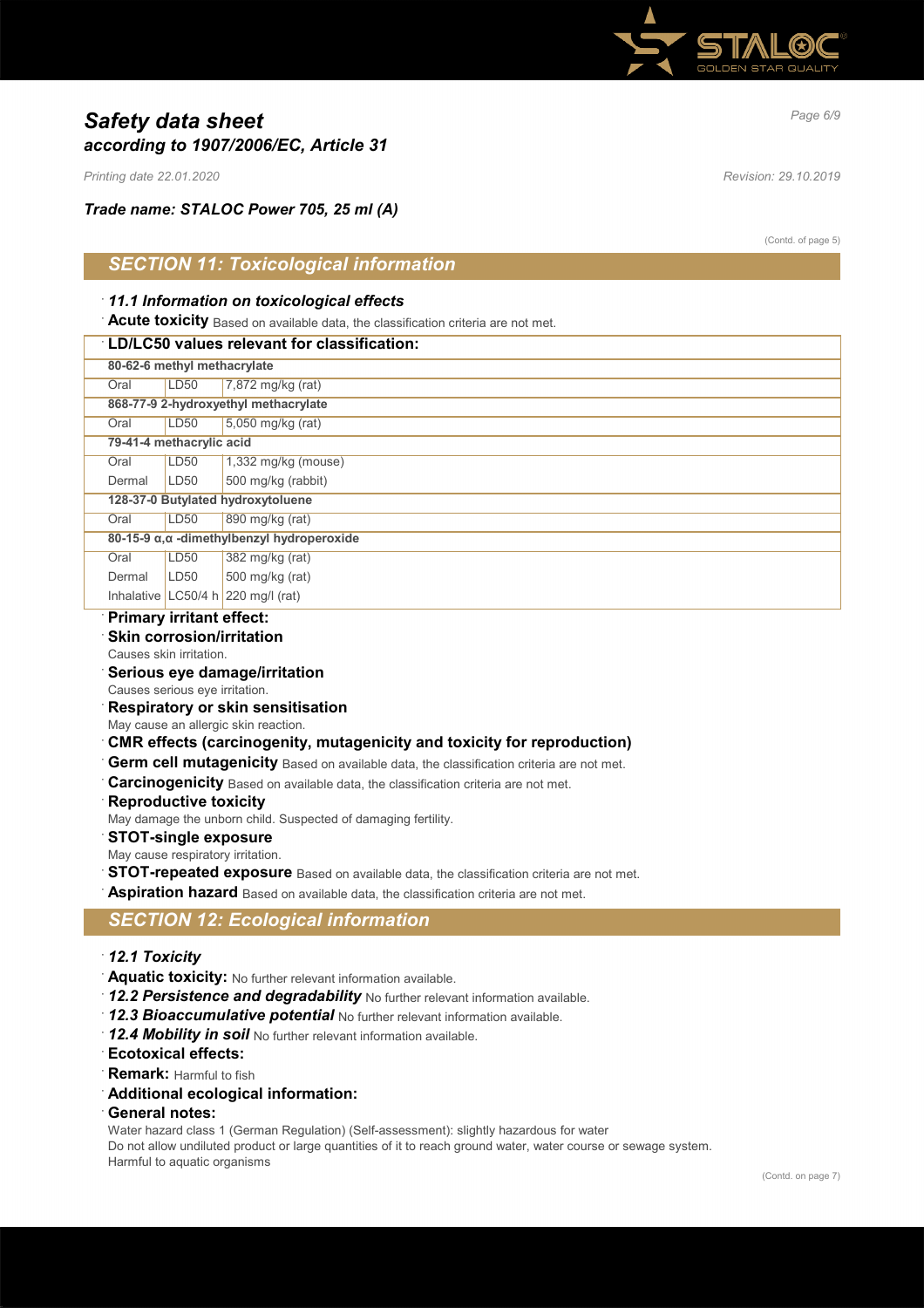# *Safety data sheet*
## *according to 1907/2006/EC, Article 31*

*Printing date 22.01.2020* *Revision: 29.10.2019*

***Trade name: STALOC Power 705, 25 ml (A)***

(Contd. of page 5)

## *SECTION 11: Toxicological information*

· ***11.1 Information on toxicological effects***

· **Acute toxicity** Based on available data, the classification criteria are not met.

| · **LD/LC50 values relevant for classification:** | | |
|---|---|---|
| **80-62-6 methyl methacrylate** | | |
| Oral | LD50 | 7,872 mg/kg (rat) |
| **868-77-9 2-hydroxyethyl methacrylate** | | |
| Oral | LD50 | 5,050 mg/kg (rat) |
| **79-41-4 methacrylic acid** | | |
| Oral | LD50 | 1,332 mg/kg (mouse) |
| Dermal | LD50 | 500 mg/kg (rabbit) |
| **128-37-0 Butylated hydroxytoluene** | | |
| Oral | LD50 | 890 mg/kg (rat) |
| **80-15-9 α,α -dimethylbenzyl hydroperoxide** | | |
| Oral | LD50 | 382 mg/kg (rat) |
| Dermal | LD50 | 500 mg/kg (rat) |
| Inhalative | LC50/4 h | 220 mg/l (rat) |

· **Primary irritant effect:**

· **Skin corrosion/irritation**
Causes skin irritation.

· **Serious eye damage/irritation**
Causes serious eye irritation.

· **Respiratory or skin sensitisation**
May cause an allergic skin reaction.

· **CMR effects (carcinogenity, mutagenicity and toxicity for reproduction)**

· **Germ cell mutagenicity** Based on available data, the classification criteria are not met.

· **Carcinogenicity** Based on available data, the classification criteria are not met.

· **Reproductive toxicity**
May damage the unborn child. Suspected of damaging fertility.

· **STOT-single exposure**
May cause respiratory irritation.

· **STOT-repeated exposure** Based on available data, the classification criteria are not met.

· **Aspiration hazard** Based on available data, the classification criteria are not met.

## *SECTION 12: Ecological information*

· ***12.1 Toxicity***

· **Aquatic toxicity:** No further relevant information available.

· ***12.2 Persistence and degradability*** No further relevant information available.

· ***12.3 Bioaccumulative potential*** No further relevant information available.

· ***12.4 Mobility in soil*** No further relevant information available.

· **Ecotoxical effects:**

· **Remark:** Harmful to fish

· **Additional ecological information:**

· **General notes:**
Water hazard class 1 (German Regulation) (Self-assessment): slightly hazardous for water
Do not allow undiluted product or large quantities of it to reach ground water, water course or sewage system.
Harmful to aquatic organisms

(Contd. on page 7)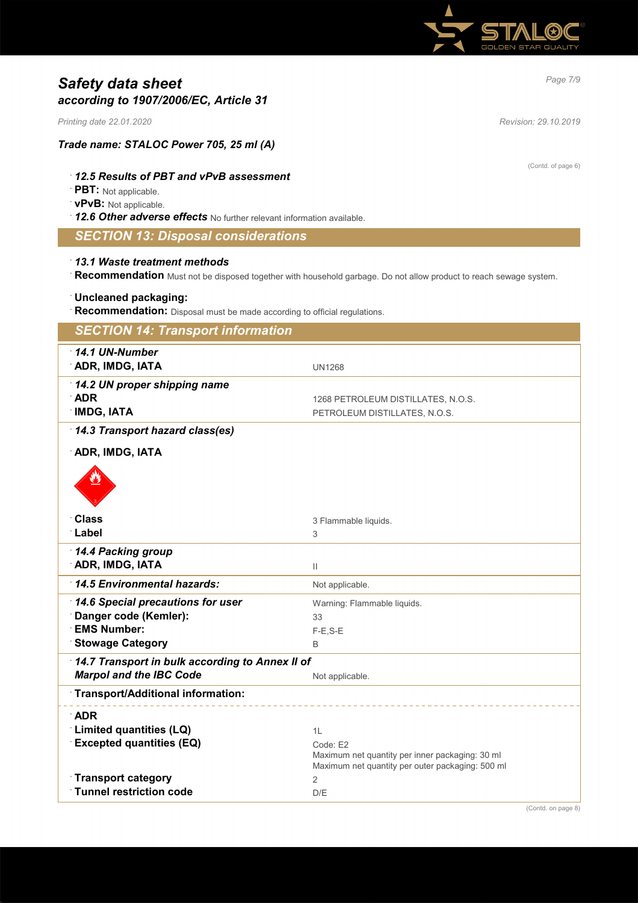# Safety data sheet
## according to 1907/2006/EC, Article 31

*Printing date 22.01.2020* *Revision: 29.10.2019*

### Trade name: STALOC Power 705, 25 ml (A)

(Contd. of page 6)

· **12.5 Results of PBT and vPvB assessment**
· **PBT:** Not applicable.
· **vPvB:** Not applicable.
· **12.6 Other adverse effects** No further relevant information available.

## SECTION 13: Disposal considerations

· **13.1 Waste treatment methods**
· **Recommendation** Must not be disposed together with household garbage. Do not allow product to reach sewage system.

· **Uncleaned packaging:**
· **Recommendation:** Disposal must be made according to official regulations.

## SECTION 14: Transport information

| | |
|---|---|
| · **14.1 UN-Number** | |
| · **ADR, IMDG, IATA** | UN1268 |
| · **14.2 UN proper shipping name** | |
| · **ADR** | 1268 PETROLEUM DISTILLATES, N.O.S. |
| · **IMDG, IATA** | PETROLEUM DISTILLATES, N.O.S. |
| · **14.3 Transport hazard class(es)** | |
| · **ADR, IMDG, IATA** | |
| · **Class** | 3 Flammable liquids. |
| · **Label** | 3 |
| · **14.4 Packing group** | |
| · **ADR, IMDG, IATA** | II |
| · **14.5 Environmental hazards:** | Not applicable. |
| · **14.6 Special precautions for user** | Warning: Flammable liquids. |
| · **Danger code (Kemler):** | 33 |
| · **EMS Number:** | F-E,S-E |
| · **Stowage Category** | B |
| · **14.7 Transport in bulk according to Annex II of Marpol and the IBC Code** | Not applicable. |
| · **Transport/Additional information:** | |
| · **ADR** | |
| · **Limited quantities (LQ)** | 1L |
| · **Excepted quantities (EQ)** | Code: E2<br>Maximum net quantity per inner packaging: 30 ml<br>Maximum net quantity per outer packaging: 500 ml |
| · **Transport category** | 2 |
| · **Tunnel restriction code** | D/E |

(Contd. on page 8)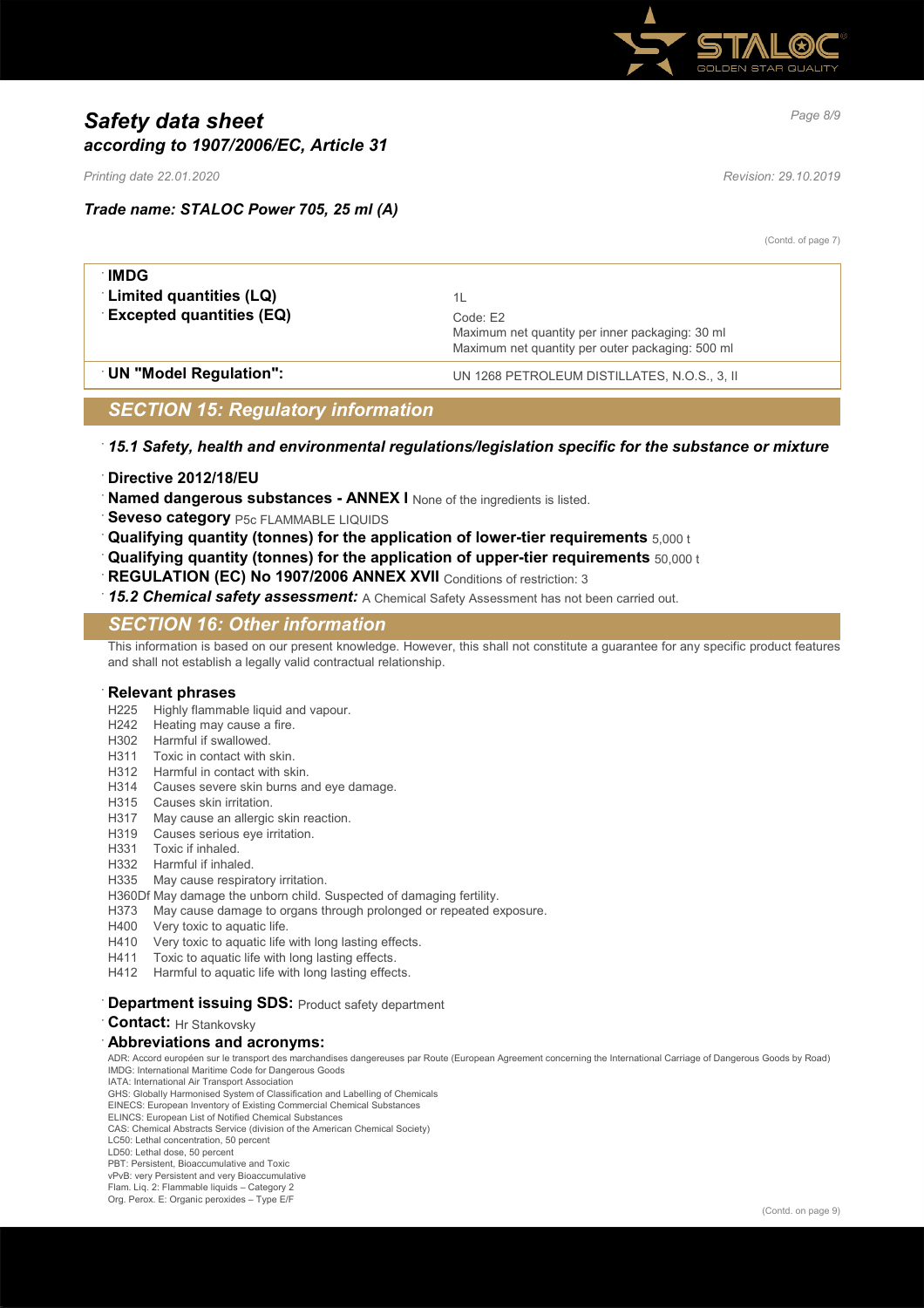(Contd. of page 7)

| | |
|---|---|
| **IMDG** | |
| **Limited quantities (LQ)** | 1L |
| **Excepted quantities (EQ)** | Code: E2<br>Maximum net quantity per inner packaging: 30 ml<br>Maximum net quantity per outer packaging: 500 ml |
| **UN "Model Regulation":** | UN 1268 PETROLEUM DISTILLATES, N.O.S., 3, II |

## SECTION 15: Regulatory information

***15.1 Safety, health and environmental regulations/legislation specific for the substance or mixture***

**Directive 2012/18/EU**

**Named dangerous substances - ANNEX I** None of the ingredients is listed.

**Seveso category** P5c FLAMMABLE LIQUIDS

**Qualifying quantity (tonnes) for the application of lower-tier requirements** 5,000 t

**Qualifying quantity (tonnes) for the application of upper-tier requirements** 50,000 t

**REGULATION (EC) No 1907/2006 ANNEX XVII** Conditions of restriction: 3

***15.2 Chemical safety assessment:*** A Chemical Safety Assessment has not been carried out.

## SECTION 16: Other information

This information is based on our present knowledge. However, this shall not constitute a guarantee for any specific product features and shall not establish a legally valid contractual relationship.

**Relevant phrases**

H225 Highly flammable liquid and vapour.
H242 Heating may cause a fire.
H302 Harmful if swallowed.
H311 Toxic in contact with skin.
H312 Harmful in contact with skin.
H314 Causes severe skin burns and eye damage.
H315 Causes skin irritation.
H317 May cause an allergic skin reaction.
H319 Causes serious eye irritation.
H331 Toxic if inhaled.
H332 Harmful if inhaled.
H335 May cause respiratory irritation.
H360Df May damage the unborn child. Suspected of damaging fertility.
H373 May cause damage to organs through prolonged or repeated exposure.
H400 Very toxic to aquatic life.
H410 Very toxic to aquatic life with long lasting effects.
H411 Toxic to aquatic life with long lasting effects.
H412 Harmful to aquatic life with long lasting effects.

**Department issuing SDS:** Product safety department

**Contact:** Hr Stankovsky

**Abbreviations and acronyms:**

ADR: Accord européen sur le transport des marchandises dangereuses par Route (European Agreement concerning the International Carriage of Dangerous Goods by Road)
IMDG: International Maritime Code for Dangerous Goods
IATA: International Air Transport Association
GHS: Globally Harmonised System of Classification and Labelling of Chemicals
EINECS: European Inventory of Existing Commercial Chemical Substances
ELINCS: European List of Notified Chemical Substances
CAS: Chemical Abstracts Service (division of the American Chemical Society)
LC50: Lethal concentration, 50 percent
LD50: Lethal dose, 50 percent
PBT: Persistent, Bioaccumulative and Toxic
vPvB: very Persistent and very Bioaccumulative
Flam. Liq. 2: Flammable liquids – Category 2
Org. Perox. E: Organic peroxides – Type E/F

(Contd. on page 9)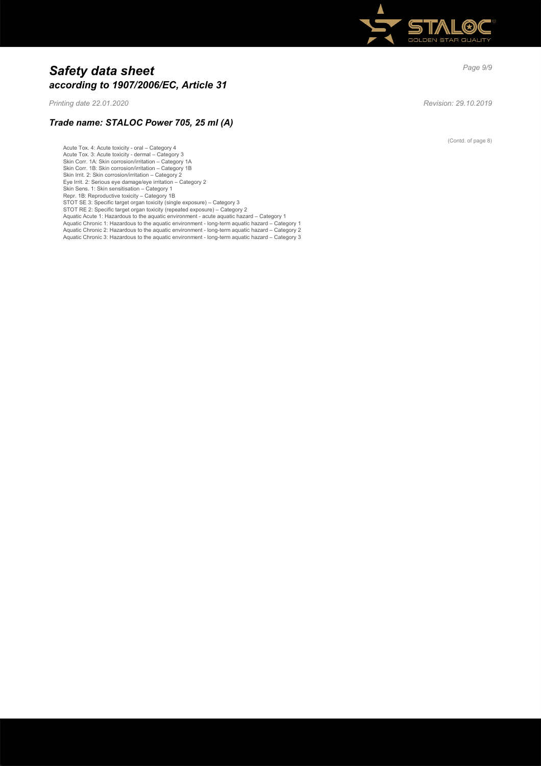(Contd. of page 8)

Acute Tox. 4: Acute toxicity - oral – Category 4
Acute Tox. 3: Acute toxicity - dermal – Category 3
Skin Corr. 1A: Skin corrosion/irritation – Category 1A
Skin Corr. 1B: Skin corrosion/irritation – Category 1B
Skin Irrit. 2: Skin corrosion/irritation – Category 2
Eye Irrit. 2: Serious eye damage/eye irritation – Category 2
Skin Sens. 1: Skin sensitisation – Category 1
Repr. 1B: Reproductive toxicity – Category 1B
STOT SE 3: Specific target organ toxicity (single exposure) – Category 3
STOT RE 2: Specific target organ toxicity (repeated exposure) – Category 2
Aquatic Acute 1: Hazardous to the aquatic environment - acute aquatic hazard – Category 1
Aquatic Chronic 1: Hazardous to the aquatic environment - long-term aquatic hazard – Category 1
Aquatic Chronic 2: Hazardous to the aquatic environment - long-term aquatic hazard – Category 2
Aquatic Chronic 3: Hazardous to the aquatic environment - long-term aquatic hazard – Category 3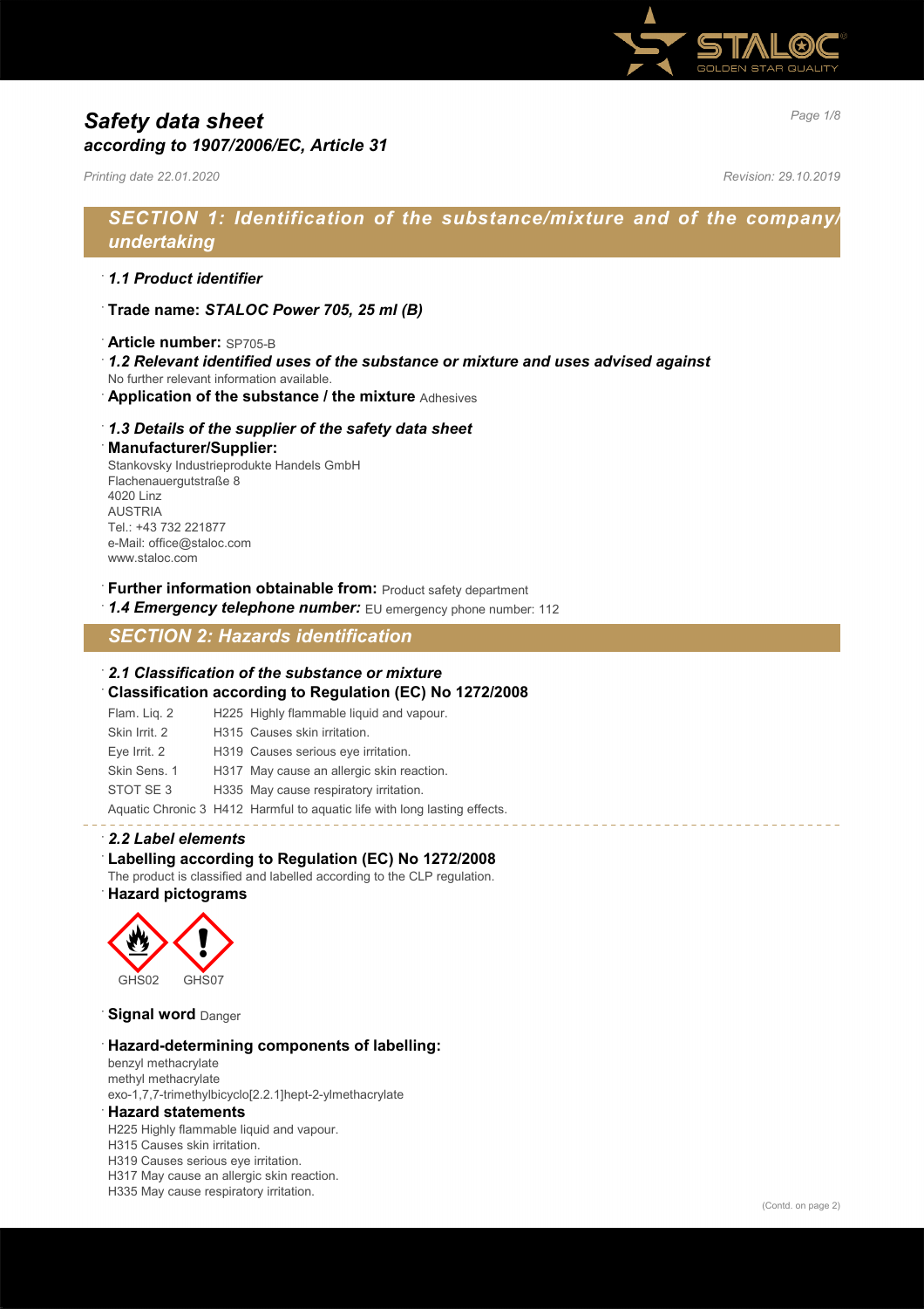# Safety data sheet
## according to 1907/2006/EC, Article 31

*Printing date 22.01.2020* *Revision: 29.10.2019*

## SECTION 1: Identification of the substance/mixture and of the company/undertaking

· ***1.1 Product identifier***

· **Trade name:** ***STALOC Power 705, 25 ml (B)***

· **Article number:** SP705-B
· ***1.2 Relevant identified uses of the substance or mixture and uses advised against***
No further relevant information available.
· **Application of the substance / the mixture** Adhesives

· ***1.3 Details of the supplier of the safety data sheet***
· **Manufacturer/Supplier:**
Stankovsky Industrieprodukte Handels GmbH
Flachenauergutstraße 8
4020 Linz
AUSTRIA
Tel.: +43 732 221877
e-Mail: office@staloc.com
www.staloc.com

· **Further information obtainable from:** Product safety department
· ***1.4 Emergency telephone number:*** EU emergency phone number: 112

## SECTION 2: Hazards identification

· ***2.1 Classification of the substance or mixture***
· **Classification according to Regulation (EC) No 1272/2008**

| | | |
|---|---|---|
| Flam. Liq. 2 | H225 | Highly flammable liquid and vapour. |
| Skin Irrit. 2 | H315 | Causes skin irritation. |
| Eye Irrit. 2 | H319 | Causes serious eye irritation. |
| Skin Sens. 1 | H317 | May cause an allergic skin reaction. |
| STOT SE 3 | H335 | May cause respiratory irritation. |
| Aquatic Chronic 3 | H412 | Harmful to aquatic life with long lasting effects. |

· ***2.2 Label elements***
· **Labelling according to Regulation (EC) No 1272/2008**
The product is classified and labelled according to the CLP regulation.
· **Hazard pictograms**

GHS02 GHS07

· **Signal word** Danger

· **Hazard-determining components of labelling:**
benzyl methacrylate
methyl methacrylate
exo-1,7,7-trimethylbicyclo[2.2.1]hept-2-ylmethacrylate
· **Hazard statements**
H225 Highly flammable liquid and vapour.
H315 Causes skin irritation.
H319 Causes serious eye irritation.
H317 May cause an allergic skin reaction.
H335 May cause respiratory irritation.

(Contd. on page 2)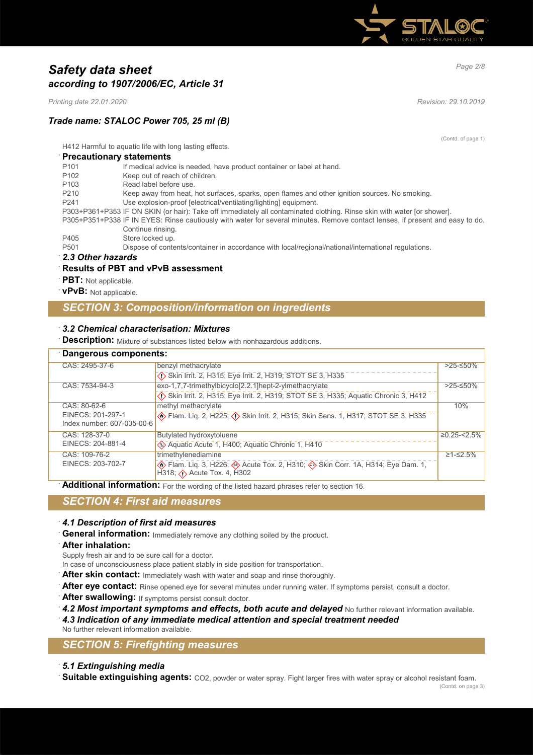## Safety data sheet
### according to 1907/2006/EC, Article 31

*Printing date 22.01.2020* *Revision: 29.10.2019*

### Trade name: STALOC Power 705, 25 ml (B)

(Contd. of page 1)

H412 Harmful to aquatic life with long lasting effects.

**Precautionary statements**

- P101 If medical advice is needed, have product container or label at hand.
- P102 Keep out of reach of children.
- P103 Read label before use.
- P210 Keep away from heat, hot surfaces, sparks, open flames and other ignition sources. No smoking.
- P241 Use explosion-proof [electrical/ventilating/lighting] equipment.
- P303+P361+P353 IF ON SKIN (or hair): Take off immediately all contaminated clothing. Rinse skin with water [or shower].
- P305+P351+P338 IF IN EYES: Rinse cautiously with water for several minutes. Remove contact lenses, if present and easy to do. Continue rinsing.
- P405 Store locked up.
- P501 Dispose of contents/container in accordance with local/regional/national/international regulations.

*2.3 Other hazards*

**Results of PBT and vPvB assessment**

**PBT:** Not applicable.

**vPvB:** Not applicable.

## SECTION 3: Composition/information on ingredients

*3.2 Chemical characterisation: Mixtures*

**Description:** Mixture of substances listed below with nonhazardous additions.

**Dangerous components:**

| | | |
|---|---|---|
| CAS: 2495-37-6 | benzyl methacrylate<br>Skin Irrit. 2, H315; Eye Irrit. 2, H319; STOT SE 3, H335 | >25-≤50% |
| CAS: 7534-94-3 | exo-1,7,7-trimethylbicyclo[2.2.1]hept-2-ylmethacrylate<br>Skin Irrit. 2, H315; Eye Irrit. 2, H319; STOT SE 3, H335; Aquatic Chronic 3, H412 | >25-≤50% |
| CAS: 80-62-6<br>EINECS: 201-297-1<br>Index number: 607-035-00-6 | methyl methacrylate<br>Flam. Liq. 2, H225; Skin Irrit. 2, H315; Skin Sens. 1, H317; STOT SE 3, H335 | 10% |
| CAS: 128-37-0<br>EINECS: 204-881-4 | Butylated hydroxytoluene<br>Aquatic Acute 1, H400; Aquatic Chronic 1, H410 | ≥0.25-<2.5% |
| CAS: 109-76-2<br>EINECS: 203-702-7 | trimethylenediamine<br>Flam. Liq. 3, H226; Acute Tox. 2, H310; Skin Corr. 1A, H314; Eye Dam. 1, H318; Acute Tox. 4, H302 | ≥1-≤2.5% |

**Additional information:** For the wording of the listed hazard phrases refer to section 16.

## SECTION 4: First aid measures

*4.1 Description of first aid measures*

**General information:** Immediately remove any clothing soiled by the product.

**After inhalation:**
Supply fresh air and to be sure call for a doctor.
In case of unconsciousness place patient stably in side position for transportation.

**After skin contact:** Immediately wash with water and soap and rinse thoroughly.

**After eye contact:** Rinse opened eye for several minutes under running water. If symptoms persist, consult a doctor.

**After swallowing:** If symptoms persist consult doctor.

*4.2 Most important symptoms and effects, both acute and delayed* No further relevant information available.

*4.3 Indication of any immediate medical attention and special treatment needed*
No further relevant information available.

## SECTION 5: Firefighting measures

*5.1 Extinguishing media*

**Suitable extinguishing agents:** CO2, powder or water spray. Fight larger fires with water spray or alcohol resistant foam.

(Contd. on page 3)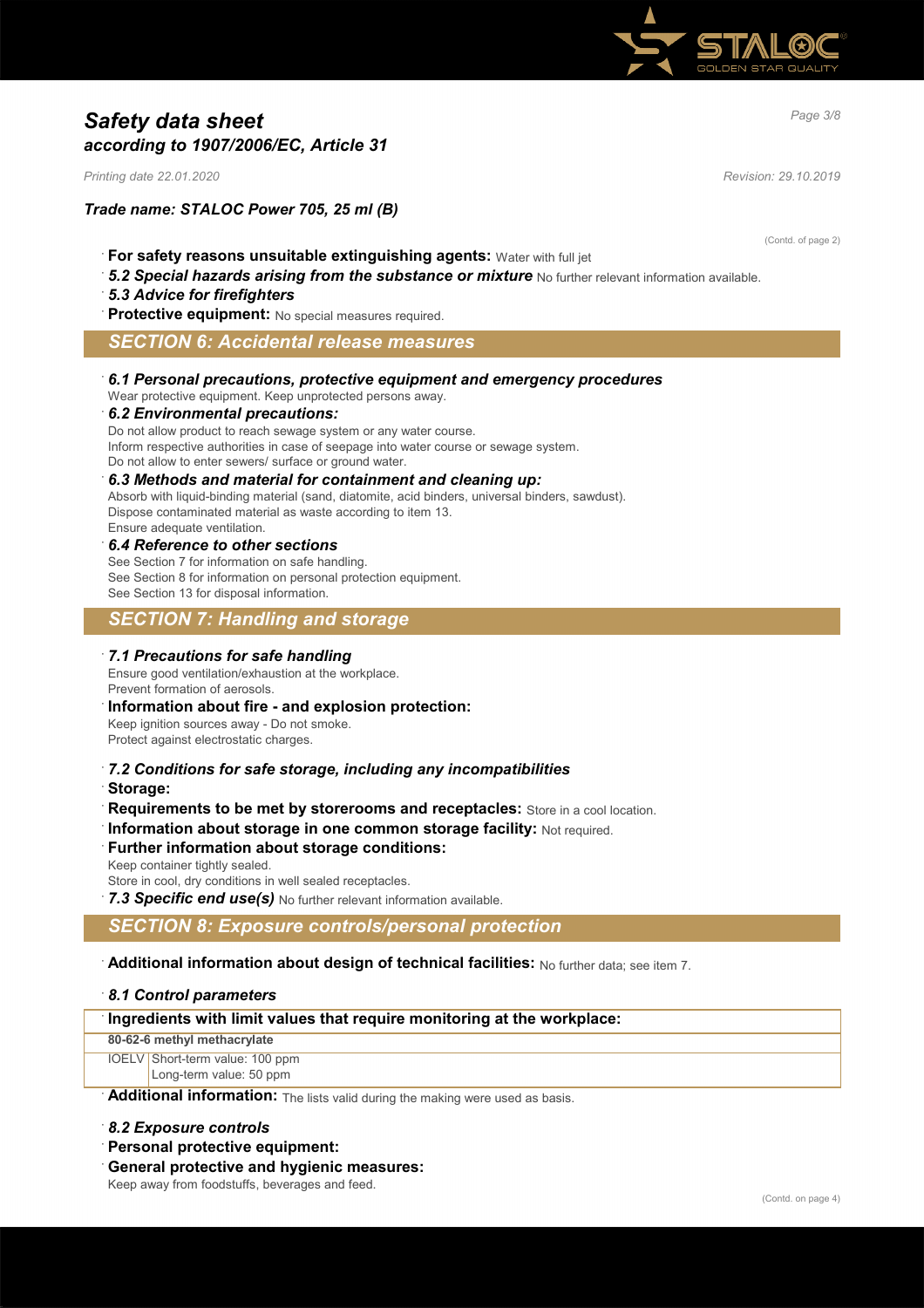# Safety data sheet
## according to 1907/2006/EC, Article 31

*Printing date 22.01.2020* *Revision: 29.10.2019*

***Trade name: STALOC Power 705, 25 ml (B)***

(Contd. of page 2)

- **For safety reasons unsuitable extinguishing agents:** Water with full jet
- ***5.2 Special hazards arising from the substance or mixture*** No further relevant information available.
- ***5.3 Advice for firefighters***
- **Protective equipment:** No special measures required.

## SECTION 6: Accidental release measures

- ***6.1 Personal precautions, protective equipment and emergency procedures***
  Wear protective equipment. Keep unprotected persons away.
- ***6.2 Environmental precautions:***
  Do not allow product to reach sewage system or any water course.
  Inform respective authorities in case of seepage into water course or sewage system.
  Do not allow to enter sewers/ surface or ground water.
- ***6.3 Methods and material for containment and cleaning up:***
  Absorb with liquid-binding material (sand, diatomite, acid binders, universal binders, sawdust).
  Dispose contaminated material as waste according to item 13.
  Ensure adequate ventilation.
- ***6.4 Reference to other sections***
  See Section 7 for information on safe handling.
  See Section 8 for information on personal protection equipment.
  See Section 13 for disposal information.

## SECTION 7: Handling and storage

- ***7.1 Precautions for safe handling***
  Ensure good ventilation/exhaustion at the workplace.
  Prevent formation of aerosols.
- **Information about fire - and explosion protection:**
  Keep ignition sources away - Do not smoke.
  Protect against electrostatic charges.
- ***7.2 Conditions for safe storage, including any incompatibilities***
- **Storage:**
- **Requirements to be met by storerooms and receptacles:** Store in a cool location.
- **Information about storage in one common storage facility:** Not required.
- **Further information about storage conditions:**
  Keep container tightly sealed.
  Store in cool, dry conditions in well sealed receptacles.
- ***7.3 Specific end use(s)*** No further relevant information available.

## SECTION 8: Exposure controls/personal protection

- **Additional information about design of technical facilities:** No further data; see item 7.
- ***8.1 Control parameters***

| **Ingredients with limit values that require monitoring at the workplace:** | |
|---|---|
| **80-62-6 methyl methacrylate** | |
| IOELV | Short-term value: 100 ppm<br>Long-term value: 50 ppm |

- **Additional information:** The lists valid during the making were used as basis.
- ***8.2 Exposure controls***
- **Personal protective equipment:**
- **General protective and hygienic measures:**
  Keep away from foodstuffs, beverages and feed.

(Contd. on page 4)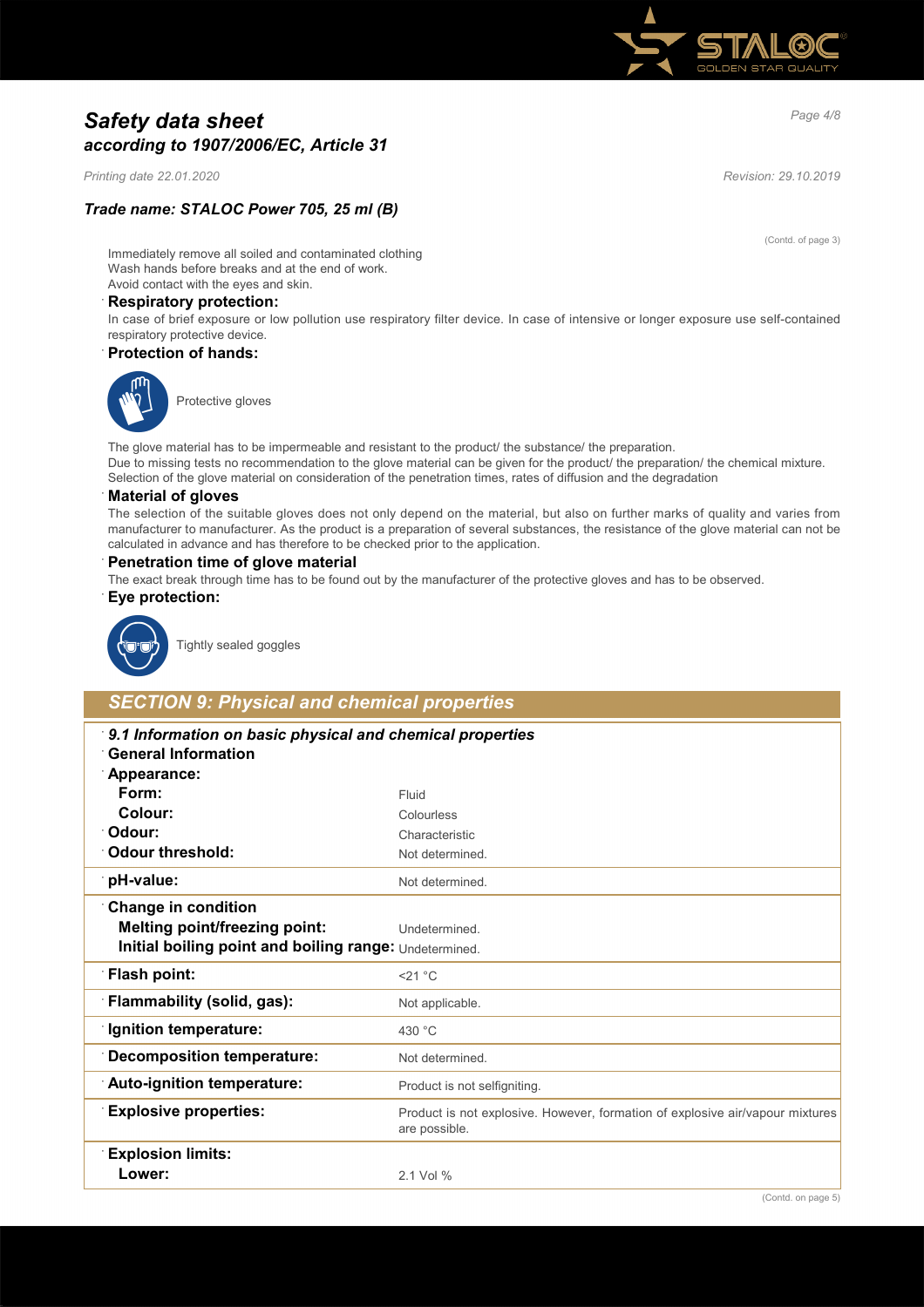# Safety data sheet
## according to 1907/2006/EC, Article 31

*Printing date 22.01.2020* *Revision: 29.10.2019*

### Trade name: STALOC Power 705, 25 ml (B)

(Contd. of page 3)

Immediately remove all soiled and contaminated clothing
Wash hands before breaks and at the end of work.
Avoid contact with the eyes and skin.

**Respiratory protection:**

In case of brief exposure or low pollution use respiratory filter device. In case of intensive or longer exposure use self-contained respiratory protective device.

**Protection of hands:**

Protective gloves

The glove material has to be impermeable and resistant to the product/ the substance/ the preparation.
Due to missing tests no recommendation to the glove material can be given for the product/ the preparation/ the chemical mixture.
Selection of the glove material on consideration of the penetration times, rates of diffusion and the degradation

**Material of gloves**

The selection of the suitable gloves does not only depend on the material, but also on further marks of quality and varies from manufacturer to manufacturer. As the product is a preparation of several substances, the resistance of the glove material can not be calculated in advance and has therefore to be checked prior to the application.

**Penetration time of glove material**

The exact break through time has to be found out by the manufacturer of the protective gloves and has to be observed.

**Eye protection:**

Tightly sealed goggles

## SECTION 9: Physical and chemical properties

| ***9.1 Information on basic physical and chemical properties*** | |
|---|---|
| **General Information** | |
| **Appearance:** | |
| **Form:** | Fluid |
| **Colour:** | Colourless |
| **Odour:** | Characteristic |
| **Odour threshold:** | Not determined. |
| **pH-value:** | Not determined. |
| **Change in condition** | |
| **Melting point/freezing point:** | Undetermined. |
| **Initial boiling point and boiling range:** | Undetermined. |
| **Flash point:** | <21 °C |
| **Flammability (solid, gas):** | Not applicable. |
| **Ignition temperature:** | 430 °C |
| **Decomposition temperature:** | Not determined. |
| **Auto-ignition temperature:** | Product is not selfigniting. |
| **Explosive properties:** | Product is not explosive. However, formation of explosive air/vapour mixtures are possible. |
| **Explosion limits:** | |
| **Lower:** | 2.1 Vol % |

(Contd. on page 5)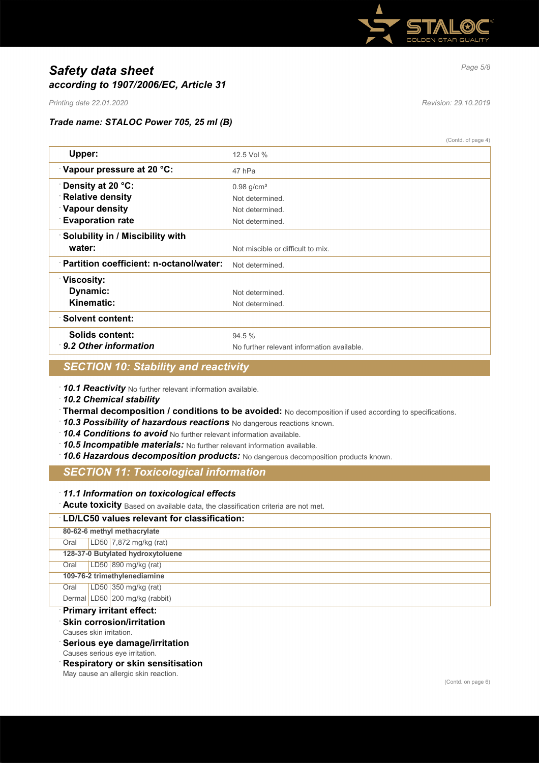(Contd. of page 4)

| | |
|---|---|
| **Upper:** | 12.5 Vol % |
| **Vapour pressure at 20 °C:** | 47 hPa |
| **Density at 20 °C:** | 0.98 g/cm³ |
| **Relative density** | Not determined. |
| **Vapour density** | Not determined. |
| **Evaporation rate** | Not determined. |
| **Solubility in / Miscibility with water:** | Not miscible or difficult to mix. |
| **Partition coefficient: n-octanol/water:** | Not determined. |
| **Viscosity:** | |
| **Dynamic:** | Not determined. |
| **Kinematic:** | Not determined. |
| **Solvent content:** | |
| **Solids content:** | 94.5 % |
| ***9.2 Other information*** | No further relevant information available. |

## SECTION 10: Stability and reactivity

- ***10.1 Reactivity*** No further relevant information available.
- ***10.2 Chemical stability***
- **Thermal decomposition / conditions to be avoided:** No decomposition if used according to specifications.
- ***10.3 Possibility of hazardous reactions*** No dangerous reactions known.
- ***10.4 Conditions to avoid*** No further relevant information available.
- ***10.5 Incompatible materials:*** No further relevant information available.
- ***10.6 Hazardous decomposition products:*** No dangerous decomposition products known.

## SECTION 11: Toxicological information

- ***11.1 Information on toxicological effects***
- **Acute toxicity** Based on available data, the classification criteria are not met.

| **LD/LC50 values relevant for classification:** | | |
|---|---|---|
| **80-62-6 methyl methacrylate** | | |
| Oral | LD50 | 7,872 mg/kg (rat) |
| **128-37-0 Butylated hydroxytoluene** | | |
| Oral | LD50 | 890 mg/kg (rat) |
| **109-76-2 trimethylenediamine** | | |
| Oral | LD50 | 350 mg/kg (rat) |
| Dermal | LD50 | 200 mg/kg (rabbit) |

- **Primary irritant effect:**
- **Skin corrosion/irritation**
  Causes skin irritation.
- **Serious eye damage/irritation**
  Causes serious eye irritation.
- **Respiratory or skin sensitisation**
  May cause an allergic skin reaction.

(Contd. on page 6)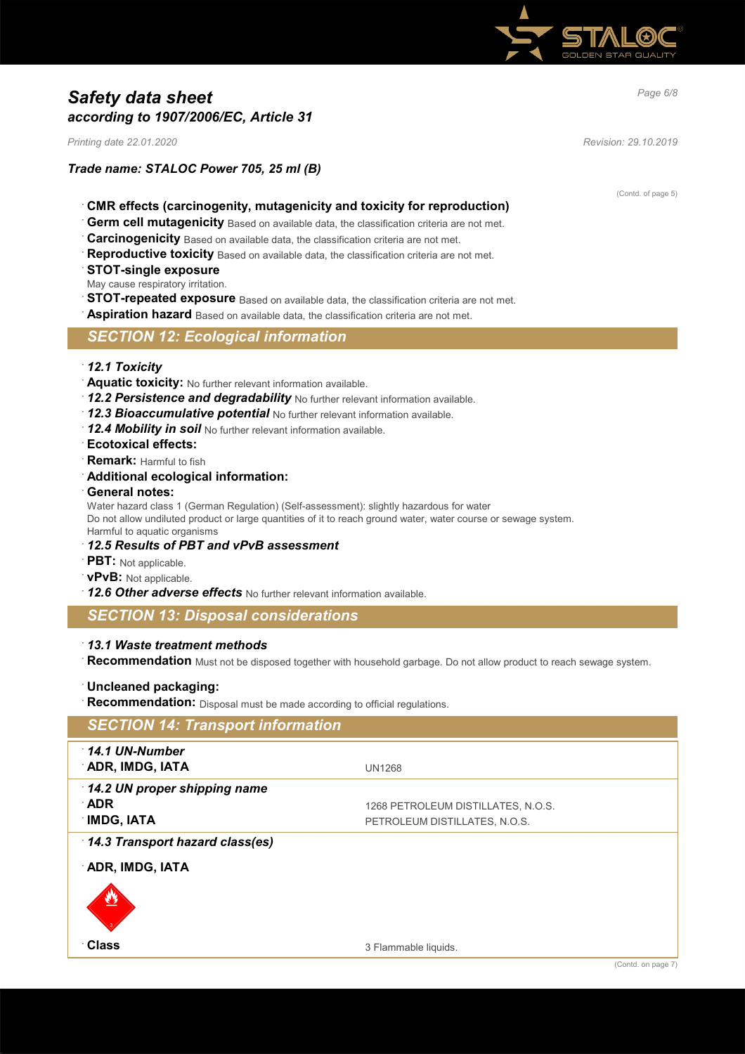(Contd. of page 5)

- **CMR effects (carcinogenity, mutagenicity and toxicity for reproduction)**
- **Germ cell mutagenicity** Based on available data, the classification criteria are not met.
- **Carcinogenicity** Based on available data, the classification criteria are not met.
- **Reproductive toxicity** Based on available data, the classification criteria are not met.
- **STOT-single exposure**
  May cause respiratory irritation.
- **STOT-repeated exposure** Based on available data, the classification criteria are not met.
- **Aspiration hazard** Based on available data, the classification criteria are not met.

## *SECTION 12: Ecological information*

- ***12.1 Toxicity***
- **Aquatic toxicity:** No further relevant information available.
- ***12.2 Persistence and degradability*** No further relevant information available.
- ***12.3 Bioaccumulative potential*** No further relevant information available.
- ***12.4 Mobility in soil*** No further relevant information available.
- **Ecotoxical effects:**
- **Remark:** Harmful to fish
- **Additional ecological information:**
- **General notes:**
  Water hazard class 1 (German Regulation) (Self-assessment): slightly hazardous for water
  Do not allow undiluted product or large quantities of it to reach ground water, water course or sewage system.
  Harmful to aquatic organisms
- ***12.5 Results of PBT and vPvB assessment***
- **PBT:** Not applicable.
- **vPvB:** Not applicable.
- ***12.6 Other adverse effects*** No further relevant information available.

## *SECTION 13: Disposal considerations*

- ***13.1 Waste treatment methods***
- **Recommendation** Must not be disposed together with household garbage. Do not allow product to reach sewage system.

- **Uncleaned packaging:**
- **Recommendation:** Disposal must be made according to official regulations.

## *SECTION 14: Transport information*

| | |
|---|---|
| ***14.1 UN-Number*** | |
| **ADR, IMDG, IATA** | UN1268 |
| ***14.2 UN proper shipping name*** | |
| **ADR** | 1268 PETROLEUM DISTILLATES, N.O.S. |
| **IMDG, IATA** | PETROLEUM DISTILLATES, N.O.S. |
| ***14.3 Transport hazard class(es)*** | |
| **ADR, IMDG, IATA** | |
| **Class** | 3 Flammable liquids. |

(Contd. on page 7)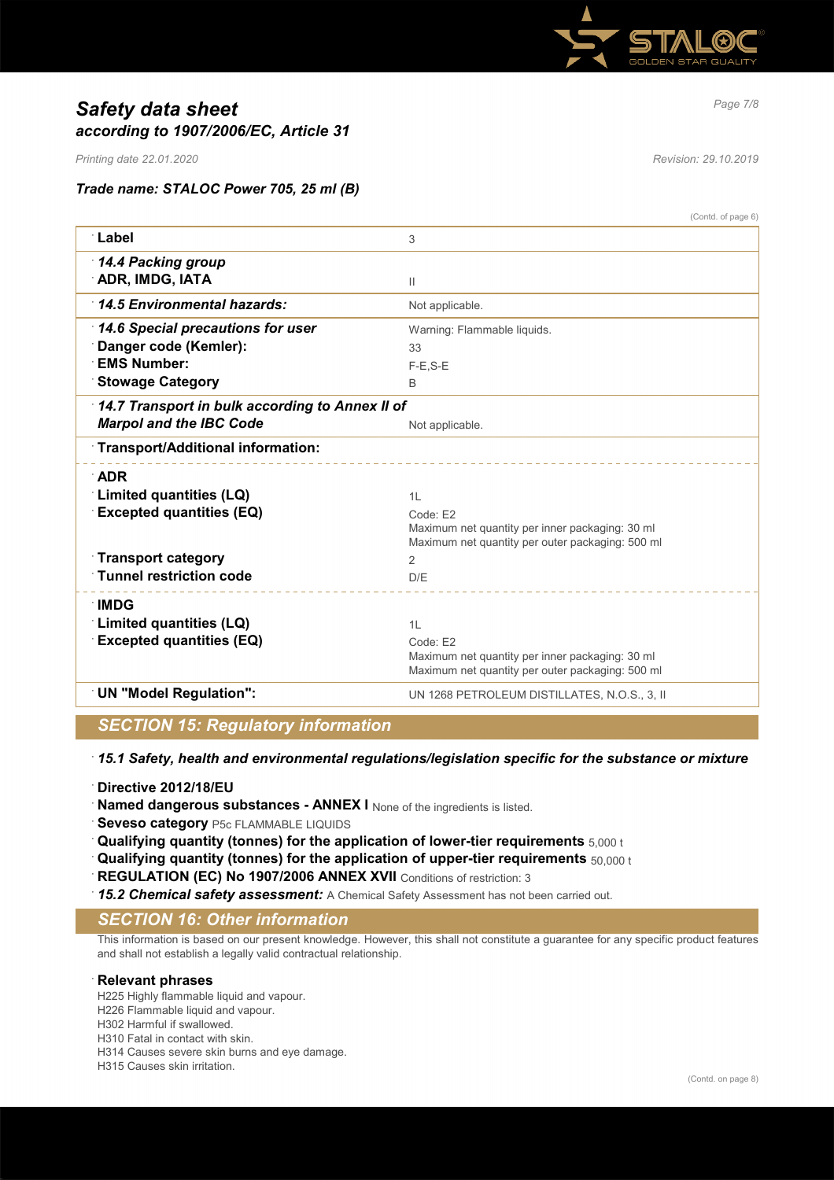# *Safety data sheet*
## *according to 1907/2006/EC, Article 31*

*Printing date 22.01.2020* *Revision: 29.10.2019*

### *Trade name: STALOC Power 705, 25 ml (B)*

(Contd. of page 6)

| | |
|---|---|
| **Label** | 3 |
| ***14.4 Packing group*** **ADR, IMDG, IATA** | II |
| ***14.5 Environmental hazards:*** | Not applicable. |
| ***14.6 Special precautions for user*** | Warning: Flammable liquids. |
| **Danger code (Kemler):** | 33 |
| **EMS Number:** | F-E,S-E |
| **Stowage Category** | B |
| ***14.7 Transport in bulk according to Annex II of Marpol and the IBC Code*** | Not applicable. |
| **Transport/Additional information:** | |
| **ADR** | |
| **Limited quantities (LQ)** | 1L |
| **Excepted quantities (EQ)** | Code: E2<br>Maximum net quantity per inner packaging: 30 ml<br>Maximum net quantity per outer packaging: 500 ml |
| **Transport category** | 2 |
| **Tunnel restriction code** | D/E |
| **IMDG** | |
| **Limited quantities (LQ)** | 1L |
| **Excepted quantities (EQ)** | Code: E2<br>Maximum net quantity per inner packaging: 30 ml<br>Maximum net quantity per outer packaging: 500 ml |
| **UN "Model Regulation":** | UN 1268 PETROLEUM DISTILLATES, N.O.S., 3, II |

## *SECTION 15: Regulatory information*

***15.1 Safety, health and environmental regulations/legislation specific for the substance or mixture***

**Directive 2012/18/EU**

**Named dangerous substances - ANNEX I** None of the ingredients is listed.

**Seveso category** P5c FLAMMABLE LIQUIDS

**Qualifying quantity (tonnes) for the application of lower-tier requirements** 5,000 t

**Qualifying quantity (tonnes) for the application of upper-tier requirements** 50,000 t

**REGULATION (EC) No 1907/2006 ANNEX XVII** Conditions of restriction: 3

***15.2 Chemical safety assessment:*** A Chemical Safety Assessment has not been carried out.

## *SECTION 16: Other information*

This information is based on our present knowledge. However, this shall not constitute a guarantee for any specific product features and shall not establish a legally valid contractual relationship.

**Relevant phrases**

H225 Highly flammable liquid and vapour.
H226 Flammable liquid and vapour.
H302 Harmful if swallowed.
H310 Fatal in contact with skin.
H314 Causes severe skin burns and eye damage.
H315 Causes skin irritation.

(Contd. on page 8)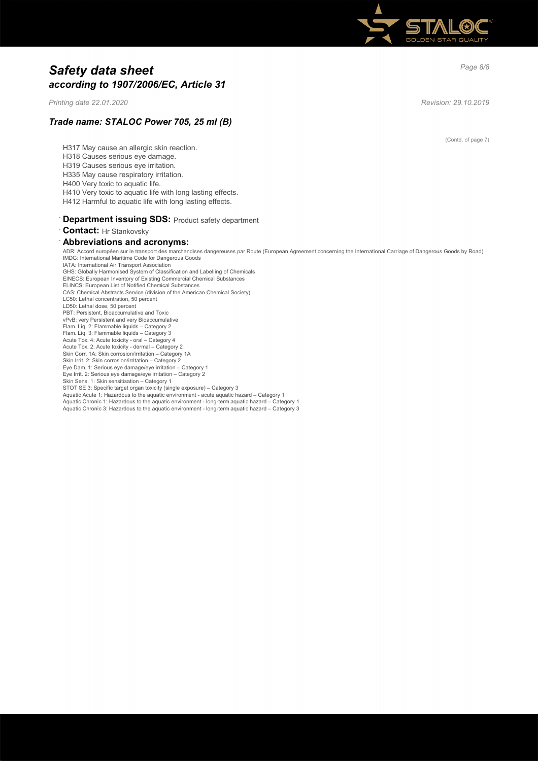(Contd. of page 7)

H317 May cause an allergic skin reaction.
H318 Causes serious eye damage.
H319 Causes serious eye irritation.
H335 May cause respiratory irritation.
H400 Very toxic to aquatic life.
H410 Very toxic to aquatic life with long lasting effects.
H412 Harmful to aquatic life with long lasting effects.

· **Department issuing SDS:** Product safety department

· **Contact:** Hr Stankovsky

· **Abbreviations and acronyms:**

ADR: Accord européen sur le transport des marchandises dangereuses par Route (European Agreement concerning the International Carriage of Dangerous Goods by Road)
IMDG: International Maritime Code for Dangerous Goods
IATA: International Air Transport Association
GHS: Globally Harmonised System of Classification and Labelling of Chemicals
EINECS: European Inventory of Existing Commercial Chemical Substances
ELINCS: European List of Notified Chemical Substances
CAS: Chemical Abstracts Service (division of the American Chemical Society)
LC50: Lethal concentration, 50 percent
LD50: Lethal dose, 50 percent
PBT: Persistent, Bioaccumulative and Toxic
vPvB: very Persistent and very Bioaccumulative
Flam. Liq. 2: Flammable liquids – Category 2
Flam. Liq. 3: Flammable liquids – Category 3
Acute Tox. 4: Acute toxicity - oral – Category 4
Acute Tox. 2: Acute toxicity - dermal – Category 2
Skin Corr. 1A: Skin corrosion/irritation – Category 1A
Skin Irrit. 2: Skin corrosion/irritation – Category 2
Eye Dam. 1: Serious eye damage/eye irritation – Category 1
Eye Irrit. 2: Serious eye damage/eye irritation – Category 2
Skin Sens. 1: Skin sensitisation – Category 1
STOT SE 3: Specific target organ toxicity (single exposure) – Category 3
Aquatic Acute 1: Hazardous to the aquatic environment - acute aquatic hazard – Category 1
Aquatic Chronic 1: Hazardous to the aquatic environment - long-term aquatic hazard – Category 1
Aquatic Chronic 3: Hazardous to the aquatic environment - long-term aquatic hazard – Category 3